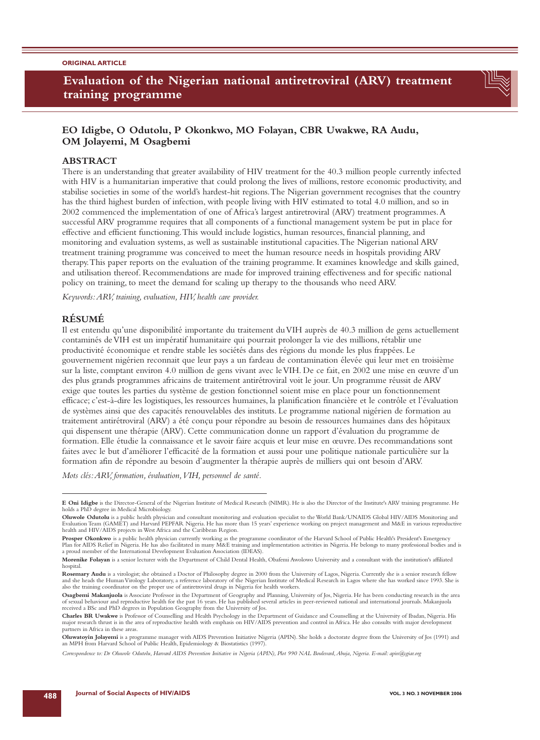ORIGINAL ARTICLE

# Evaluation of the Nigerian national antiretroviral (ARV) treatment training programme

**EO Idigbe, O Odutolu, P Okonkwo, MO Folayan, CBR Uwakwe, RA Audu, OM Jolayemi, M Osagbemi**

## ABSTRACT

There is an understanding that greater availability of HIV treatment for the 40.3 million people currently infected with HIV is a humanitarian imperative that could prolong the lives of millions, restore economic productivity, and stabilise societies in some of the world's hardest-hit regions. The Nigerian government recognises that the country has the third highest burden of infection, with people living with HIV estimated to total 4.0 million, and so in 2002 commenced the implementation of one of Africa's largest antiretroviral (ARV) treatment programmes. A successful ARV programme requires that all components of a functional management system be put in place for effective and efficient functioning. This would include logistics, human resources, financial planning, and monitoring and evaluation systems, as well as sustainable institutional capacities. The Nigerian national ARV treatment training programme was conceived to meet the human resource needs in hospitals providing ARV therapy. This paper reports on the evaluation of the training programme. It examines knowledge and skills gained, and utilisation thereof. Recommendations are made for improved training effectiveness and for specific national policy on training, to meet the demand for scaling up therapy to the thousands who need ARV.

*Keywords: ARV, training, evaluation, HIV, health care provider.*

## RÉSUMÉ

Il est entendu qu'une disponibilité importante du traitement du VIH auprès de 40.3 million de gens actuellement contaminés de VIH est un impératif humanitaire qui pourrait prolonger la vie des millions, rétablir une productivité économique et rendre stable les sociétés dans des régions du monde les plus frappées. Le gouvernement nigérien reconnait que leur pays a un fardeau de contamination élevée qui leur met en troisième sur la liste, comptant environ 4.0 million de gens vivant avec le VIH. De ce fait, en 2002 une mise en œuvre d'un des plus grands programmes africains de traitement antirétroviral voit le jour. Un programme réussit de ARV exige que toutes les parties du système de gestion fonctionnel soient mise en place pour un fonctionnement efficace; c'est-à-dire les logistiques, les ressources humaines, la planification financière et le contrôle et l'évaluation de systèmes ainsi que des capacités renouvelables des instituts. Le programme national nigérien de formation au traitement antirétroviral (ARV) a été conçu pour répondre au besoin de ressources humaines dans des hôpitaux qui dispensent une thérapie (ARV). Cette communication donne un rapport d'évaluation du programme de formation. Elle étudie la connaissance et le savoir faire acquis et leur mise en œuvre. Des recommandations sont faites avec le but d'améliorer l'efficacité de la formation et aussi pour une politique nationale particulière sur la formation afin de répondre au besoin d'augmenter la thérapie auprès de milliers qui ont besoin d'ARV.

*Mots clés: ARV, formation, évaluation, VIH, personnel de santé.*

---

**E Oni Idigbe** is the Director-General of the Nigerian Institute of Medical Research (NIMR). He is also the Director of the Institute's ARV training programme. He holds a PhD degree in Medical Microbiology.

**Oluwole Odutolu** is a public health physician and consultant monitoring and evaluation specialist to the World Bank/UNAIDS Global HIV/AIDS Monitoring and Evaluation Team (GAMET) and Harvard PEPFAR Nigeria. He has more than 15 years' experience working on project management and M&E in various reproductive health and HIV/AIDS projects in West Africa and the Caribbean Region.

**Prosper Okonkwo** is a public health physician currently working as the programme coordinator of the Harvard School of Public Health's President's Emergency Plan for AIDS Relief in Nigeria. He has also facilitated in many M&E training and implementation activities in Nigeria. He belongs to many professional bodies and is a proud member of the International Development Evaluation Association (IDEAS).

**Morenike Folayan** is a senior lecturer with the Department of Child Dental Health, Obafemi Awolowo University and a consultant with the institution's affiliated hospital.

**Rosemary Audu** is a virologist; she obtained a Doctor of Philosophy degree in 2000 from the University of Lagos, Nigeria. Currently she is a senior research fellow and she heads the Human Virology Laboratory, a reference laboratory of the Nigerian Institute of Medical Research in Lagos where she has worked since 1993. She is also the training coordinator on the proper use of antiretroviral drugs in Nigeria for health workers.

**Osagbemi Makanjuola** is Associate Professor in the Department of Geography and Planning, University of Jos, Nigeria. He has been conducting research in the area of sexual behaviour and reproductive health for the past 16 years. He has published several articles in peer-reviewed national and international journals. Makanjuola received a BSc and PhD degrees in Population Geography from the University of Jos.

**Charles BR Uwakwe** is Professor of Counselling and Health Psychology in the Department of Guidance and Counselling at the University of Ibadan, Nigeria. His major research thrust is in the area of reproductive health with emphasis on HIV/AIDS prevention and control in Africa. He also consults with major development partners in Africa in these areas.

**Oluwatoyin Jolayemi** is a programme manager with AIDS Prevention Initiative Nigeria (APIN). She holds a doctorate degree from the University of Jos (1991) and an MPH from Harvard School of Public Health, Epidemiology & Biostatistics (1997).

*Correspondence to: Dr Oluwole Odutolu, Harvard AIDS Prevention Initiative in Nigeria (APIN), Plot 990 NAL Boulevard, Abuja, Nigeria. E-mail: apin@cgiar.org*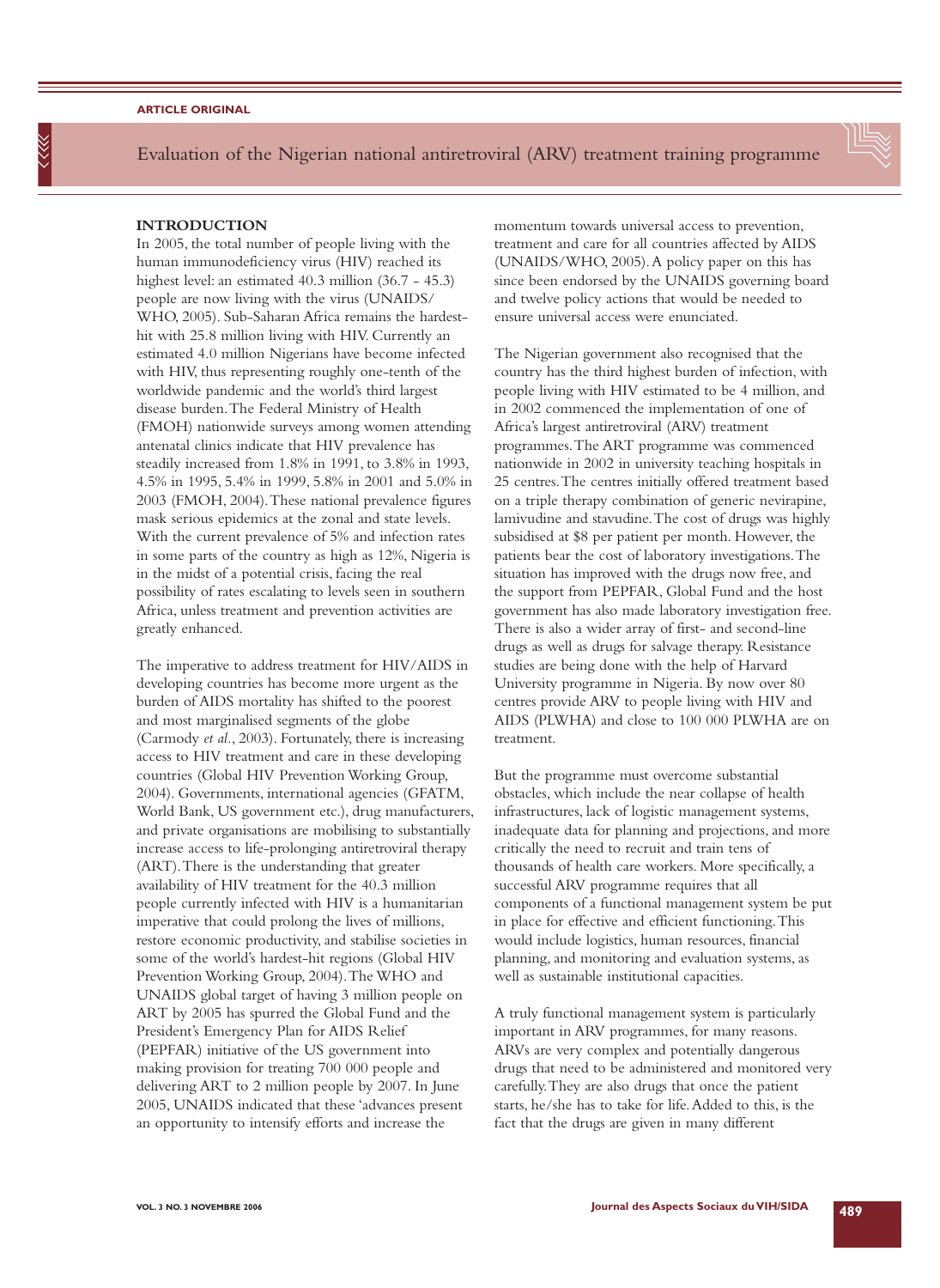## INTRODUCTION

In 2005, the total number of people living with the human immunodeficiency virus (HIV) reached its highest level: an estimated 40.3 million (36.7 - 45.3) people are now living with the virus (UNAIDS/WHO, 2005). Sub-Saharan Africa remains the hardest-hit with 25.8 million living with HIV. Currently an estimated 4.0 million Nigerians have become infected with HIV, thus representing roughly one-tenth of the worldwide pandemic and the world's third largest disease burden. The Federal Ministry of Health (FMOH) nationwide surveys among women attending antenatal clinics indicate that HIV prevalence has steadily increased from 1.8% in 1991, to 3.8% in 1993, 4.5% in 1995, 5.4% in 1999, 5.8% in 2001 and 5.0% in 2003 (FMOH, 2004). These national prevalence figures mask serious epidemics at the zonal and state levels. With the current prevalence of 5% and infection rates in some parts of the country as high as 12%, Nigeria is in the midst of a potential crisis, facing the real possibility of rates escalating to levels seen in southern Africa, unless treatment and prevention activities are greatly enhanced.

The imperative to address treatment for HIV/AIDS in developing countries has become more urgent as the burden of AIDS mortality has shifted to the poorest and most marginalised segments of the globe (Carmody *et al.*, 2003). Fortunately, there is increasing access to HIV treatment and care in these developing countries (Global HIV Prevention Working Group, 2004). Governments, international agencies (GFATM, World Bank, US government etc.), drug manufacturers, and private organisations are mobilising to substantially increase access to life-prolonging antiretroviral therapy (ART). There is the understanding that greater availability of HIV treatment for the 40.3 million people currently infected with HIV is a humanitarian imperative that could prolong the lives of millions, restore economic productivity, and stabilise societies in some of the world's hardest-hit regions (Global HIV Prevention Working Group, 2004). The WHO and UNAIDS global target of having 3 million people on ART by 2005 has spurred the Global Fund and the President's Emergency Plan for AIDS Relief (PEPFAR) initiative of the US government into making provision for treating 700 000 people and delivering ART to 2 million people by 2007. In June 2005, UNAIDS indicated that these 'advances present an opportunity to intensify efforts and increase the momentum towards universal access to prevention, treatment and care for all countries affected by AIDS (UNAIDS/WHO, 2005). A policy paper on this has since been endorsed by the UNAIDS governing board and twelve policy actions that would be needed to ensure universal access were enunciated.

The Nigerian government also recognised that the country has the third highest burden of infection, with people living with HIV estimated to be 4 million, and in 2002 commenced the implementation of one of Africa's largest antiretroviral (ARV) treatment programmes. The ART programme was commenced nationwide in 2002 in university teaching hospitals in 25 centres. The centres initially offered treatment based on a triple therapy combination of generic nevirapine, lamivudine and stavudine. The cost of drugs was highly subsidised at \$8 per patient per month. However, the patients bear the cost of laboratory investigations. The situation has improved with the drugs now free, and the support from PEPFAR, Global Fund and the host government has also made laboratory investigation free. There is also a wider array of first- and second-line drugs as well as drugs for salvage therapy. Resistance studies are being done with the help of Harvard University programme in Nigeria. By now over 80 centres provide ARV to people living with HIV and AIDS (PLWHA) and close to 100 000 PLWHA are on treatment.

But the programme must overcome substantial obstacles, which include the near collapse of health infrastructures, lack of logistic management systems, inadequate data for planning and projections, and more critically the need to recruit and train tens of thousands of health care workers. More specifically, a successful ARV programme requires that all components of a functional management system be put in place for effective and efficient functioning. This would include logistics, human resources, financial planning, and monitoring and evaluation systems, as well as sustainable institutional capacities.

A truly functional management system is particularly important in ARV programmes, for many reasons. ARVs are very complex and potentially dangerous drugs that need to be administered and monitored very carefully. They are also drugs that once the patient starts, he/she has to take for life. Added to this, is the fact that the drugs are given in many different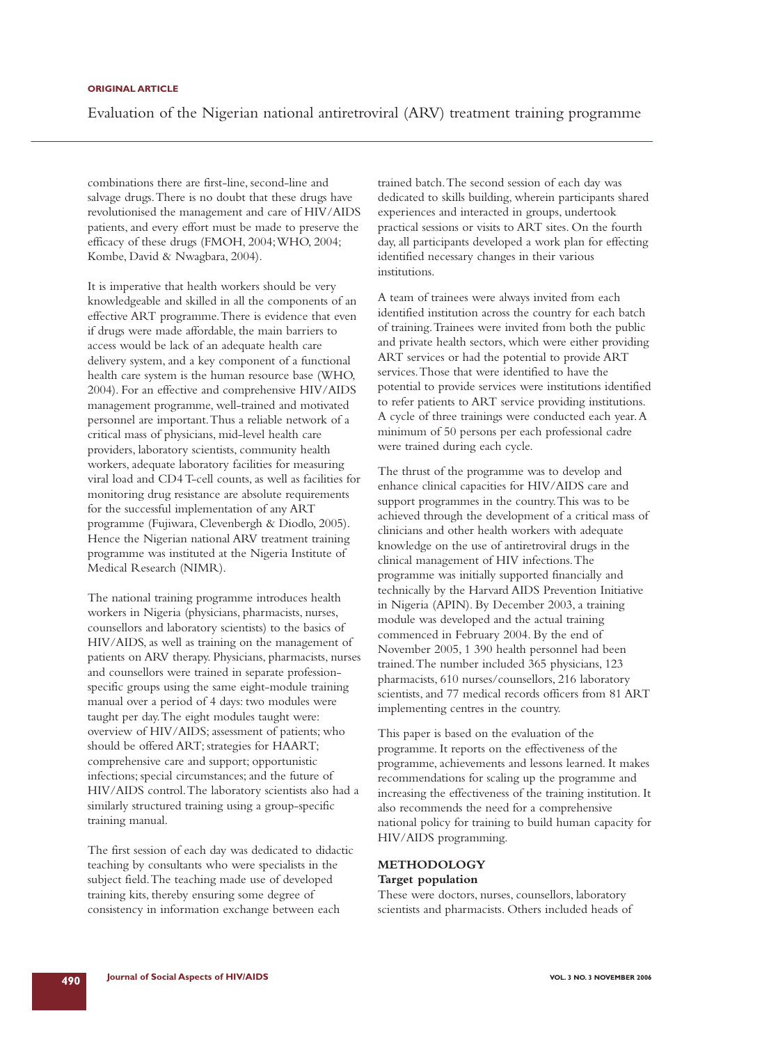combinations there are first-line, second-line and salvage drugs. There is no doubt that these drugs have revolutionised the management and care of HIV/AIDS patients, and every effort must be made to preserve the efficacy of these drugs (FMOH, 2004; WHO, 2004; Kombe, David & Nwagbara, 2004).

It is imperative that health workers should be very knowledgeable and skilled in all the components of an effective ART programme. There is evidence that even if drugs were made affordable, the main barriers to access would be lack of an adequate health care delivery system, and a key component of a functional health care system is the human resource base (WHO, 2004). For an effective and comprehensive HIV/AIDS management programme, well-trained and motivated personnel are important. Thus a reliable network of a critical mass of physicians, mid-level health care providers, laboratory scientists, community health workers, adequate laboratory facilities for measuring viral load and CD4 T-cell counts, as well as facilities for monitoring drug resistance are absolute requirements for the successful implementation of any ART programme (Fujiwara, Clevenbergh & Diodlo, 2005). Hence the Nigerian national ARV treatment training programme was instituted at the Nigeria Institute of Medical Research (NIMR).

The national training programme introduces health workers in Nigeria (physicians, pharmacists, nurses, counsellors and laboratory scientists) to the basics of HIV/AIDS, as well as training on the management of patients on ARV therapy. Physicians, pharmacists, nurses and counsellors were trained in separate profession-specific groups using the same eight-module training manual over a period of 4 days: two modules were taught per day. The eight modules taught were: overview of HIV/AIDS; assessment of patients; who should be offered ART; strategies for HAART; comprehensive care and support; opportunistic infections; special circumstances; and the future of HIV/AIDS control. The laboratory scientists also had a similarly structured training using a group-specific training manual.

The first session of each day was dedicated to didactic teaching by consultants who were specialists in the subject field. The teaching made use of developed training kits, thereby ensuring some degree of consistency in information exchange between each trained batch. The second session of each day was dedicated to skills building, wherein participants shared experiences and interacted in groups, undertook practical sessions or visits to ART sites. On the fourth day, all participants developed a work plan for effecting identified necessary changes in their various institutions.

A team of trainees were always invited from each identified institution across the country for each batch of training. Trainees were invited from both the public and private health sectors, which were either providing ART services or had the potential to provide ART services. Those that were identified to have the potential to provide services were institutions identified to refer patients to ART service providing institutions. A cycle of three trainings were conducted each year. A minimum of 50 persons per each professional cadre were trained during each cycle.

The thrust of the programme was to develop and enhance clinical capacities for HIV/AIDS care and support programmes in the country. This was to be achieved through the development of a critical mass of clinicians and other health workers with adequate knowledge on the use of antiretroviral drugs in the clinical management of HIV infections. The programme was initially supported financially and technically by the Harvard AIDS Prevention Initiative in Nigeria (APIN). By December 2003, a training module was developed and the actual training commenced in February 2004. By the end of November 2005, 1 390 health personnel had been trained. The number included 365 physicians, 123 pharmacists, 610 nurses/counsellors, 216 laboratory scientists, and 77 medical records officers from 81 ART implementing centres in the country.

This paper is based on the evaluation of the programme. It reports on the effectiveness of the programme, achievements and lessons learned. It makes recommendations for scaling up the programme and increasing the effectiveness of the training institution. It also recommends the need for a comprehensive national policy for training to build human capacity for HIV/AIDS programming.

## METHODOLOGY

### Target population

These were doctors, nurses, counsellors, laboratory scientists and pharmacists. Others included heads of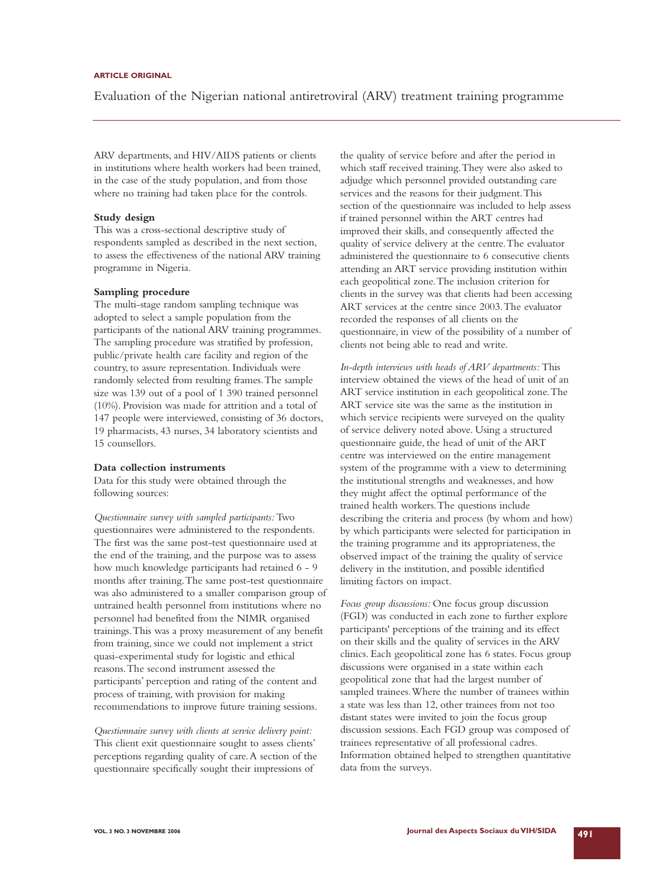ARV departments, and HIV/AIDS patients or clients in institutions where health workers had been trained, in the case of the study population, and from those where no training had taken place for the controls.

### Study design

This was a cross-sectional descriptive study of respondents sampled as described in the next section, to assess the effectiveness of the national ARV training programme in Nigeria.

### Sampling procedure

The multi-stage random sampling technique was adopted to select a sample population from the participants of the national ARV training programmes. The sampling procedure was stratified by profession, public/private health care facility and region of the country, to assure representation. Individuals were randomly selected from resulting frames. The sample size was 139 out of a pool of 1 390 trained personnel (10%). Provision was made for attrition and a total of 147 people were interviewed, consisting of 36 doctors, 19 pharmacists, 43 nurses, 34 laboratory scientists and 15 counsellors.

### Data collection instruments

Data for this study were obtained through the following sources:

*Questionnaire survey with sampled participants:* Two questionnaires were administered to the respondents. The first was the same post-test questionnaire used at the end of the training, and the purpose was to assess how much knowledge participants had retained 6 - 9 months after training. The same post-test questionnaire was also administered to a smaller comparison group of untrained health personnel from institutions where no personnel had benefited from the NIMR organised trainings. This was a proxy measurement of any benefit from training, since we could not implement a strict quasi-experimental study for logistic and ethical reasons. The second instrument assessed the participants' perception and rating of the content and process of training, with provision for making recommendations to improve future training sessions.

*Questionnaire survey with clients at service delivery point:* This client exit questionnaire sought to assess clients' perceptions regarding quality of care. A section of the questionnaire specifically sought their impressions of the quality of service before and after the period in which staff received training. They were also asked to adjudge which personnel provided outstanding care services and the reasons for their judgment. This section of the questionnaire was included to help assess if trained personnel within the ART centres had improved their skills, and consequently affected the quality of service delivery at the centre. The evaluator administered the questionnaire to 6 consecutive clients attending an ART service providing institution within each geopolitical zone. The inclusion criterion for clients in the survey was that clients had been accessing ART services at the centre since 2003. The evaluator recorded the responses of all clients on the questionnaire, in view of the possibility of a number of clients not being able to read and write.

*In-depth interviews with heads of ARV departments:* This interview obtained the views of the head of unit of an ART service institution in each geopolitical zone. The ART service site was the same as the institution in which service recipients were surveyed on the quality of service delivery noted above. Using a structured questionnaire guide, the head of unit of the ART centre was interviewed on the entire management system of the programme with a view to determining the institutional strengths and weaknesses, and how they might affect the optimal performance of the trained health workers. The questions include describing the criteria and process (by whom and how) by which participants were selected for participation in the training programme and its appropriateness, the observed impact of the training the quality of service delivery in the institution, and possible identified limiting factors on impact.

*Focus group discussions:* One focus group discussion (FGD) was conducted in each zone to further explore participants' perceptions of the training and its effect on their skills and the quality of services in the ARV clinics. Each geopolitical zone has 6 states. Focus group discussions were organised in a state within each geopolitical zone that had the largest number of sampled trainees. Where the number of trainees within a state was less than 12, other trainees from not too distant states were invited to join the focus group discussion sessions. Each FGD group was composed of trainees representative of all professional cadres. Information obtained helped to strengthen quantitative data from the surveys.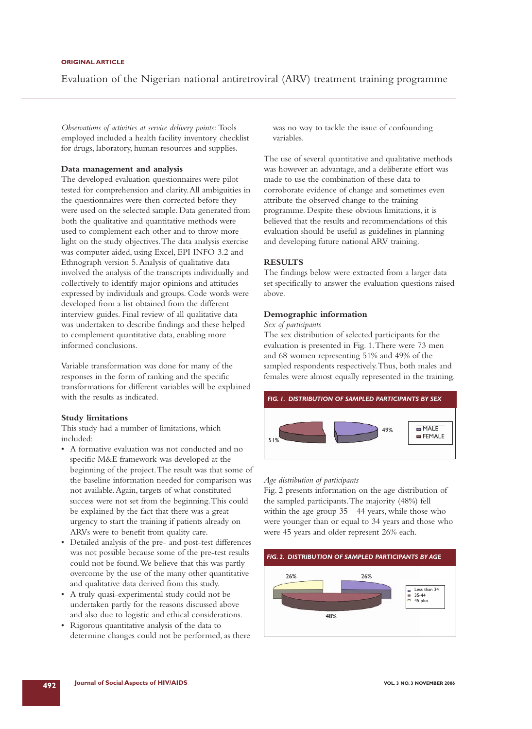*Observations of activities at service delivery points:* Tools employed included a health facility inventory checklist for drugs, laboratory, human resources and supplies.

### Data management and analysis

The developed evaluation questionnaires were pilot tested for comprehension and clarity. All ambiguities in the questionnaires were then corrected before they were used on the selected sample. Data generated from both the qualitative and quantitative methods were used to complement each other and to throw more light on the study objectives. The data analysis exercise was computer aided, using Excel, EPI INFO 3.2 and Ethnograph version 5. Analysis of qualitative data involved the analysis of the transcripts individually and collectively to identify major opinions and attitudes expressed by individuals and groups. Code words were developed from a list obtained from the different interview guides. Final review of all qualitative data was undertaken to describe findings and these helped to complement quantitative data, enabling more informed conclusions.

Variable transformation was done for many of the responses in the form of ranking and the specific transformations for different variables will be explained with the results as indicated.

### Study limitations

This study had a number of limitations, which included:

- A formative evaluation was not conducted and no specific M&E framework was developed at the beginning of the project. The result was that some of the baseline information needed for comparison was not available. Again, targets of what constituted success were not set from the beginning. This could be explained by the fact that there was a great urgency to start the training if patients already on ARVs were to benefit from quality care.
- Detailed analysis of the pre- and post-test differences was not possible because some of the pre-test results could not be found. We believe that this was partly overcome by the use of the many other quantitative and qualitative data derived from this study.
- A truly quasi-experimental study could not be undertaken partly for the reasons discussed above and also due to logistic and ethical considerations.
- Rigorous quantitative analysis of the data to determine changes could not be performed, as there was no way to tackle the issue of confounding variables.

The use of several quantitative and qualitative methods was however an advantage, and a deliberate effort was made to use the combination of these data to corroborate evidence of change and sometimes even attribute the observed change to the training programme. Despite these obvious limitations, it is believed that the results and recommendations of this evaluation should be useful as guidelines in planning and developing future national ARV training.

## RESULTS

The findings below were extracted from a larger data set specifically to answer the evaluation questions raised above.

### Demographic information

*Sex of participants*

The sex distribution of selected participants for the evaluation is presented in Fig. 1. There were 73 men and 68 women representing 51% and 49% of the sampled respondents respectively. Thus, both males and females were almost equally represented in the training.

**FIG. 1. DISTRIBUTION OF SAMPLED PARTICIPANTS BY SEX**

51% | 49% | MALE | FEMALE

*Age distribution of participants*

Fig. 2 presents information on the age distribution of the sampled participants. The majority (48%) fell within the age group 35 - 44 years, while those who were younger than or equal to 34 years and those who were 45 years and older represent 26% each.

**FIG. 2. DISTRIBUTION OF SAMPLED PARTICIPANTS BY AGE**

26% | 26% | 48% | Less than 34 | 35-44 | 45 plus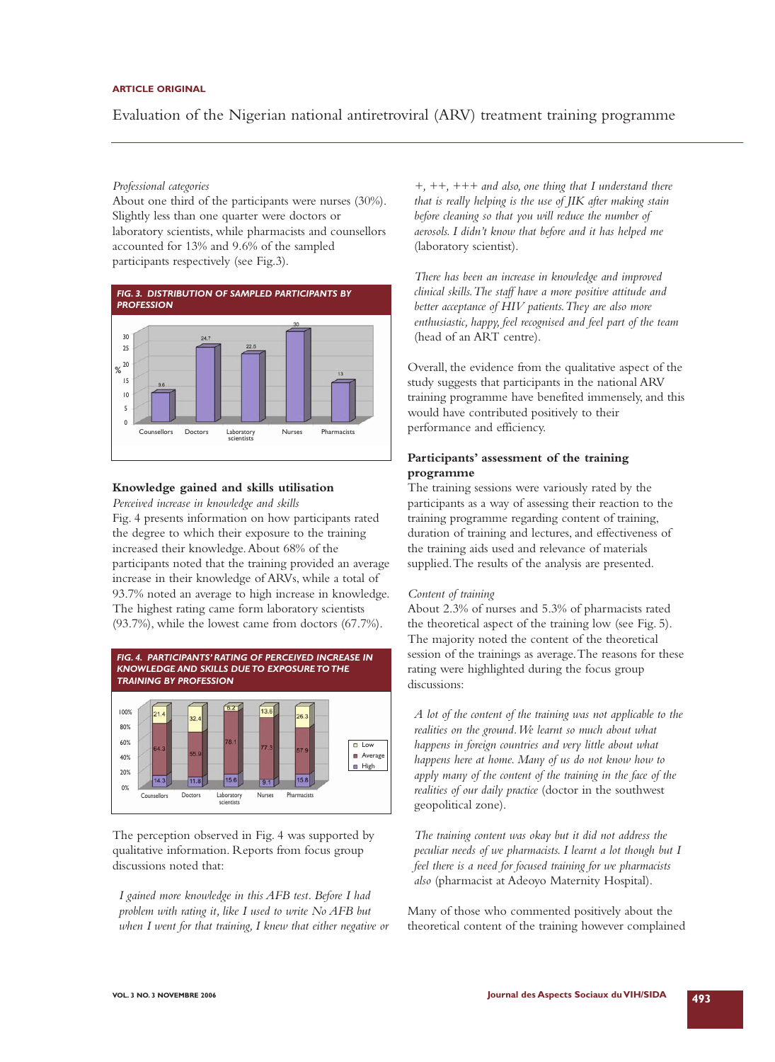*Professional categories*

About one third of the participants were nurses (30%). Slightly less than one quarter were doctors or laboratory scientists, while pharmacists and counsellors accounted for 13% and 9.6% of the sampled participants respectively (see Fig.3).

**FIG. 3. DISTRIBUTION OF SAMPLED PARTICIPANTS BY PROFESSION**

%
30
25
20
15
10
5
0

9.6
24.7
22.6
30
13

Counsellors
Doctors
Laboratory scientists
Nurses
Pharmacists

### Knowledge gained and skills utilisation

*Perceived increase in knowledge and skills*

Fig. 4 presents information on how participants rated the degree to which their exposure to the training increased their knowledge. About 68% of the participants noted that the training provided an average increase in their knowledge of ARVs, while a total of 93.7% noted an average to high increase in knowledge. The highest rating came form laboratory scientists (93.7%), while the lowest came from doctors (67.7%).

**FIG. 4. PARTICIPANTS' RATING OF PERCEIVED INCREASE IN KNOWLEDGE AND SKILLS DUE TO EXPOSURE TO THE TRAINING BY PROFESSION**

100%
80%
60%
40%
20%
0%

Counsellors: 21.4, 64.3, 14.3
Doctors: 32.4, 55.9, 11.8
Laboratory scientists: 6.2, 78.1, 15.6
Nurses: 13.6, 77.3, 9.1
Pharmacists: 26.3, 57.9, 15.8

Low
Average
High

The perception observed in Fig. 4 was supported by qualitative information. Reports from focus group discussions noted that:

> *I gained more knowledge in this AFB test. Before I had problem with rating it, like I used to write No AFB but when I went for that training, I knew that either negative or +, ++, +++ and also, one thing that I understand there that is really helping is the use of JIK after making stain before cleaning so that you will reduce the number of aerosols. I didn't know that before and it has helped me* (laboratory scientist).

> *There has been an increase in knowledge and improved clinical skills. The staff have a more positive attitude and better acceptance of HIV patients. They are also more enthusiastic, happy, feel recognised and feel part of the team* (head of an ART centre).

Overall, the evidence from the qualitative aspect of the study suggests that participants in the national ARV training programme have benefited immensely, and this would have contributed positively to their performance and efficiency.

### Participants' assessment of the training programme

The training sessions were variously rated by the participants as a way of assessing their reaction to the training programme regarding content of training, duration of training and lectures, and effectiveness of the training aids used and relevance of materials supplied. The results of the analysis are presented.

*Content of training*

About 2.3% of nurses and 5.3% of pharmacists rated the theoretical aspect of the training low (see Fig. 5). The majority noted the content of the theoretical session of the trainings as average. The reasons for these rating were highlighted during the focus group discussions:

> *A lot of the content of the training was not applicable to the realities on the ground. We learnt so much about what happens in foreign countries and very little about what happens here at home. Many of us do not know how to apply many of the content of the training in the face of the realities of our daily practice* (doctor in the southwest geopolitical zone).

> *The training content was okay but it did not address the peculiar needs of we pharmacists. I learnt a lot though but I feel there is a need for focused training for we pharmacists also* (pharmacist at Adeoyo Maternity Hospital).

Many of those who commented positively about the theoretical content of the training however complained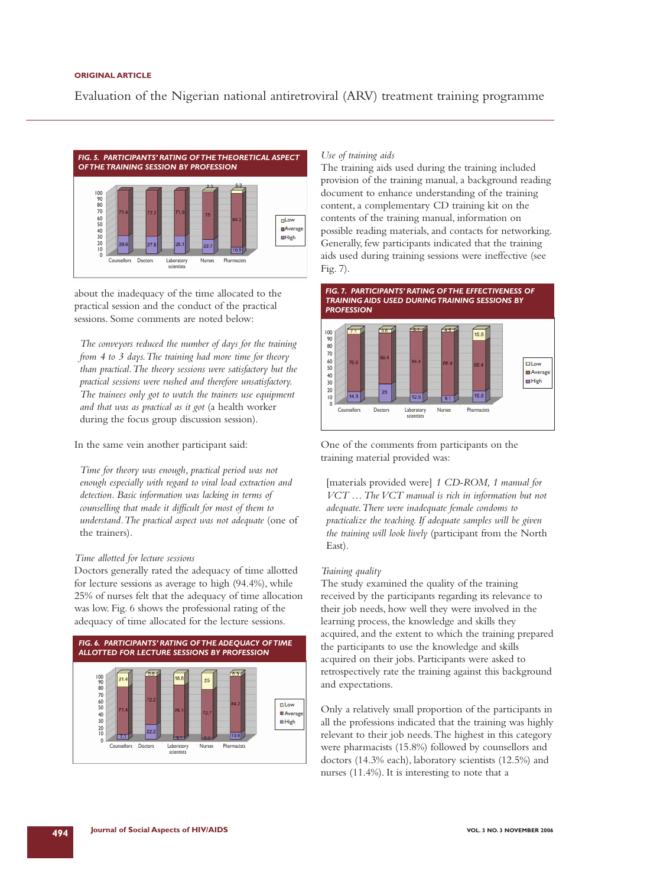**FIG. 5. PARTICIPANTS' RATING OF THE THEORETICAL ASPECT OF THE TRAINING SESSION BY PROFESSION**

| | Counsellors | Doctors | Laboratory scientists | Nurses | Pharmacists |
|---|---|---|---|---|---|
| Low | | | | 2.3 | 5.3 |
| Average | 71.4 | 72.2 | 71.9 | 75 | 84.2 |
| High | 28.6 | 27.8 | 28.1 | 22.7 | 10.5 |

about the inadequacy of the time allocated to the practical session and the conduct of the practical sessions. Some comments are noted below:

> *The conveyors reduced the number of days for the training from 4 to 3 days. The training had more time for theory than practical. The theory sessions were satisfactory but the practical sessions were rushed and therefore unsatisfactory. The trainees only got to watch the trainers use equipment and that was as practical as it got* (a health worker during the focus group discussion session).

In the same vein another participant said:

> *Time for theory was enough, practical period was not enough especially with regard to viral load extraction and detection. Basic information was lacking in terms of counselling that made it difficult for most of them to understand. The practical aspect was not adequate* (one of the trainers).

*Time allotted for lecture sessions*

Doctors generally rated the adequacy of time allotted for lecture sessions as average to high (94.4%), while 25% of nurses felt that the adequacy of time allocation was low. Fig. 6 shows the professional rating of the adequacy of time allocated for the lecture sessions.

**FIG. 6. PARTICIPANTS' RATING OF THE ADEQUACY OF TIME ALLOTTED FOR LECTURE SESSIONS BY PROFESSION**

| | Counsellors | Doctors | Laboratory scientists | Nurses | Pharmacists |
|---|---|---|---|---|---|
| Low | 21.4 | 5.6 | 18.8 | 25 | 5.3 |
| Average | 71.4 | 72.2 | 78.1 | 72.7 | 84.2 |
| High | 7.1 | 22.2 | 3.1 | 2.3 | 10.5 |

*Use of training aids*

The training aids used during the training included provision of the training manual, a background reading document to enhance understanding of the training content, a complementary CD training kit on the contents of the training manual, information on possible reading materials, and contacts for networking. Generally, few participants indicated that the training aids used during training sessions were ineffective (see Fig. 7).

**FIG. 7. PARTICIPANTS' RATING OF THE EFFECTIVENESS OF TRAINING AIDS USED DURING TRAINING SESSIONS BY PROFESSION**

| | Counsellors | Doctors | Laboratory scientists | Nurses | Pharmacists |
|---|---|---|---|---|---|
| Low | 7.1 | 5.6 | 3.1 | 4.5 | 15.8 |
| Average | 78.6 | 69.4 | 84.4 | 86.4 | 68.4 |
| High | 14.3 | 25 | 12.5 | 9.1 | 15.8 |

One of the comments from participants on the training material provided was:

> [materials provided were] *1 CD-ROM, 1 manual for VCT … The VCT manual is rich in information but not adequate. There were inadequate female condoms to practicalize the teaching. If adequate samples will be given the training will look lively* (participant from the North East).

*Training quality*

The study examined the quality of the training received by the participants regarding its relevance to their job needs, how well they were involved in the learning process, the knowledge and skills they acquired, and the extent to which the training prepared the participants to use the knowledge and skills acquired on their jobs. Participants were asked to retrospectively rate the training against this background and expectations.

Only a relatively small proportion of the participants in all the professions indicated that the training was highly relevant to their job needs. The highest in this category were pharmacists (15.8%) followed by counsellors and doctors (14.3% each), laboratory scientists (12.5%) and nurses (11.4%). It is interesting to note that a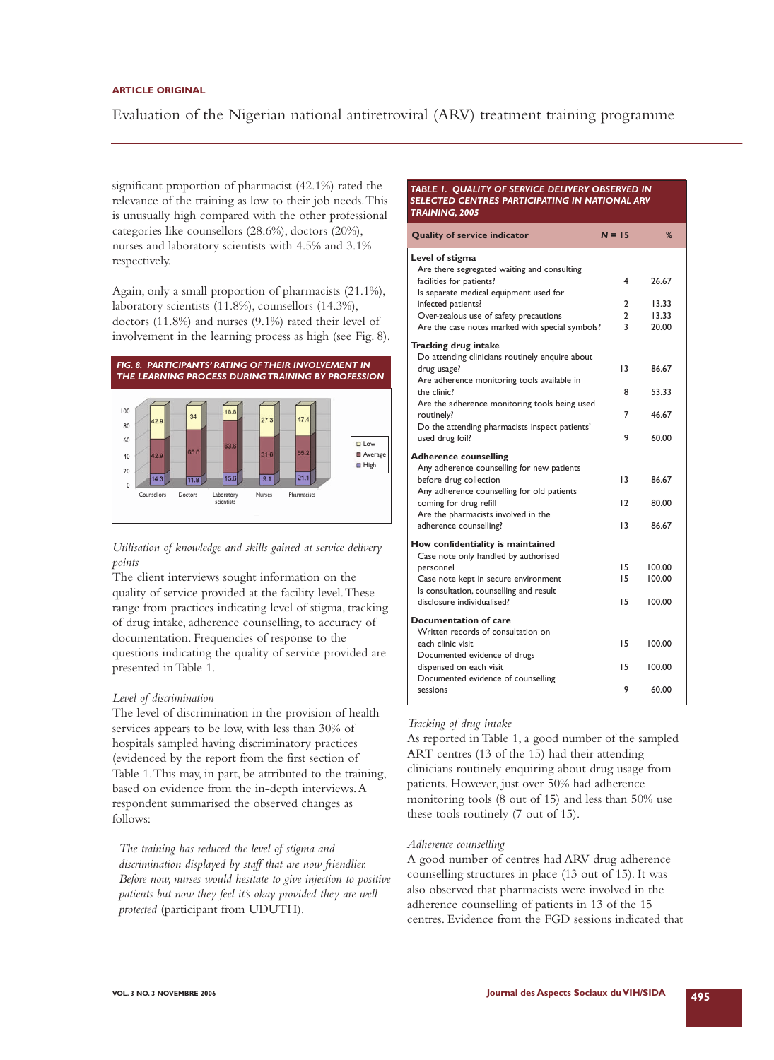significant proportion of pharmacist (42.1%) rated the relevance of the training as low to their job needs. This is unusually high compared with the other professional categories like counsellors (28.6%), doctors (20%), nurses and laboratory scientists with 4.5% and 3.1% respectively.

Again, only a small proportion of pharmacists (21.1%), laboratory scientists (11.8%), counsellors (14.3%), doctors (11.8%) and nurses (9.1%) rated their level of involvement in the learning process as high (see Fig. 8).

***FIG. 8. PARTICIPANTS' RATING OF THEIR INVOLVEMENT IN THE LEARNING PROCESS DURING TRAINING BY PROFESSION***

| | Counsellors | Doctors | Laboratory scientists | Nurses | Pharmacists |
|---|---|---|---|---|---|
| Low | 42.9 | 34 | 18.8 | 27.3 | 47.4 |
| Average | 42.9 | 65.6 | 63.6 | 31.6 | 55.2 |
| High | 14.3 | 11.8 | 15.6 | 9.1 | 21.1 |

*Utilisation of knowledge and skills gained at service delivery points*

The client interviews sought information on the quality of service provided at the facility level. These range from practices indicating level of stigma, tracking of drug intake, adherence counselling, to accuracy of documentation. Frequencies of response to the questions indicating the quality of service provided are presented in Table 1.

*Level of discrimination*

The level of discrimination in the provision of health services appears to be low, with less than 30% of hospitals sampled having discriminatory practices (evidenced by the report from the first section of Table 1. This may, in part, be attributed to the training, based on evidence from the in-depth interviews. A respondent summarised the observed changes as follows:

> *The training has reduced the level of stigma and discrimination displayed by staff that are now friendlier. Before now, nurses would hesitate to give injection to positive patients but now they feel it's okay provided they are well protected* (participant from UDUTH).

***TABLE 1. QUALITY OF SERVICE DELIVERY OBSERVED IN SELECTED CENTRES PARTICIPATING IN NATIONAL ARV TRAINING, 2005***

| Quality of service indicator | N = 15 | % |
|---|---|---|
| **Level of stigma** | | |
| Are there segregated waiting and consulting facilities for patients? | 4 | 26.67 |
| Is separate medical equipment used for infected patients? | 2 | 13.33 |
| Over-zealous use of safety precautions | 2 | 13.33 |
| Are the case notes marked with special symbols? | 3 | 20.00 |
| **Tracking drug intake** | | |
| Do attending clinicians routinely enquire about drug usage? | 13 | 86.67 |
| Are adherence monitoring tools available in the clinic? | 8 | 53.33 |
| Are the adherence monitoring tools being used routinely? | 7 | 46.67 |
| Do the attending pharmacists inspect patients' used drug foil? | 9 | 60.00 |
| **Adherence counselling** | | |
| Any adherence counselling for new patients before drug collection | 13 | 86.67 |
| Any adherence counselling for old patients coming for drug refill | 12 | 80.00 |
| Are the pharmacists involved in the adherence counselling? | 13 | 86.67 |
| **How confidentiality is maintained** | | |
| Case note only handled by authorised personnel | 15 | 100.00 |
| Case note kept in secure environment | 15 | 100.00 |
| Is consultation, counselling and result disclosure individualised? | 15 | 100.00 |
| **Documentation of care** | | |
| Written records of consultation on each clinic visit | 15 | 100.00 |
| Documented evidence of drugs dispensed on each visit | 15 | 100.00 |
| Documented evidence of counselling sessions | 9 | 60.00 |

*Tracking of drug intake*

As reported in Table 1, a good number of the sampled ART centres (13 of the 15) had their attending clinicians routinely enquiring about drug usage from patients. However, just over 50% had adherence monitoring tools (8 out of 15) and less than 50% use these tools routinely (7 out of 15).

*Adherence counselling*

A good number of centres had ARV drug adherence counselling structures in place (13 out of 15). It was also observed that pharmacists were involved in the adherence counselling of patients in 13 of the 15 centres. Evidence from the FGD sessions indicated that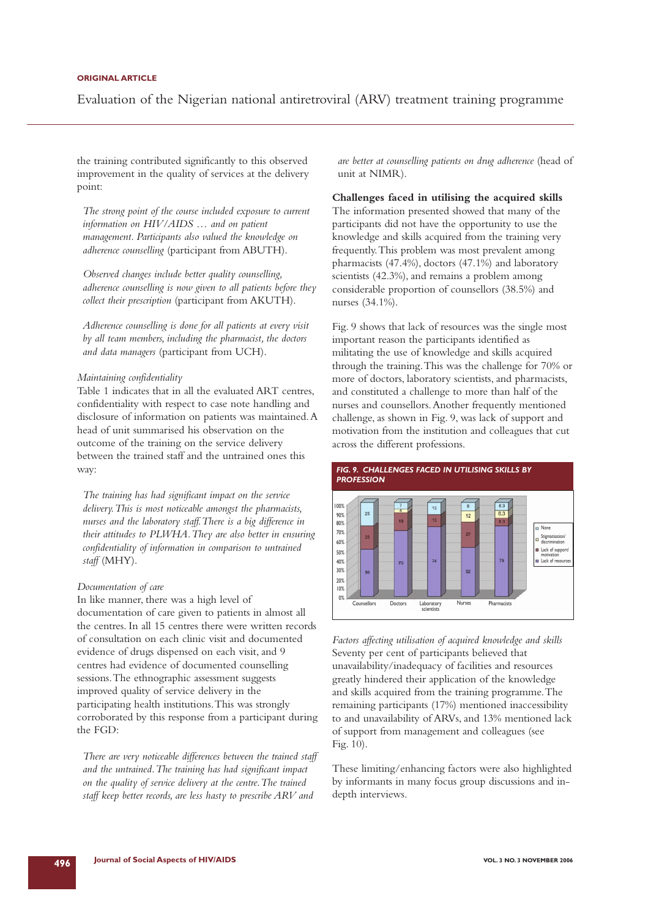the training contributed significantly to this observed improvement in the quality of services at the delivery point:

> *The strong point of the course included exposure to current information on HIV/AIDS … and on patient management. Participants also valued the knowledge on adherence counselling* (participant from ABUTH).

> *Observed changes include better quality counselling, adherence counselling is now given to all patients before they collect their prescription* (participant from AKUTH).

> *Adherence counselling is done for all patients at every visit by all team members, including the pharmacist, the doctors and data managers* (participant from UCH).

*Maintaining confidentiality*

Table 1 indicates that in all the evaluated ART centres, confidentiality with respect to case note handling and disclosure of information on patients was maintained. A head of unit summarised his observation on the outcome of the training on the service delivery between the trained staff and the untrained ones this way:

> *The training has had significant impact on the service delivery. This is most noticeable amongst the pharmacists, nurses and the laboratory staff. There is a big difference in their attitudes to PLWHA. They are also better in ensuring confidentiality of information in comparison to untrained staff* (MHY).

*Documentation of care*

In like manner, there was a high level of documentation of care given to patients in almost all the centres. In all 15 centres there were written records of consultation on each clinic visit and documented evidence of drugs dispensed on each visit, and 9 centres had evidence of documented counselling sessions. The ethnographic assessment suggests improved quality of service delivery in the participating health institutions. This was strongly corroborated by this response from a participant during the FGD:

> *There are very noticeable differences between the trained staff and the untrained. The training has had significant impact on the quality of service delivery at the centre. The trained staff keep better records, are less hasty to prescribe ARV and are better at counselling patients on drug adherence* (head of unit at NIMR).

**Challenges faced in utilising the acquired skills**

The information presented showed that many of the participants did not have the opportunity to use the knowledge and skills acquired from the training very frequently. This problem was most prevalent among pharmacists (47.4%), doctors (47.1%) and laboratory scientists (42.3%), and remains a problem among considerable proportion of counsellors (38.5%) and nurses (34.1%).

Fig. 9 shows that lack of resources was the single most important reason the participants identified as militating the use of knowledge and skills acquired through the training. This was the challenge for 70% or more of doctors, laboratory scientists, and pharmacists, and constituted a challenge to more than half of the nurses and counsellors. Another frequently mentioned challenge, as shown in Fig. 9, was lack of support and motivation from the institution and colleagues that cut across the different professions.

*FIG. 9. CHALLENGES FACED IN UTILISING SKILLS BY PROFESSION*

| | Counsellors | Doctors | Laboratory scientists | Nurses | Pharmacists |
|---|---|---|---|---|---|
| Lack of resources | 50 | 70 | 74 | 52 | 75 |
| Lack of support/motivation | 25 | 19 | 13 | 27 | 8.3 |
| Stigmatisation/discrimination | | 4 | | 12 | 8.3 |
| None | 25 | 7 | 13 | 9 | 8.3 |

*Factors affecting utilisation of acquired knowledge and skills*

Seventy per cent of participants believed that unavailability/inadequacy of facilities and resources greatly hindered their application of the knowledge and skills acquired from the training programme. The remaining participants (17%) mentioned inaccessibility to and unavailability of ARVs, and 13% mentioned lack of support from management and colleagues (see Fig. 10).

These limiting/enhancing factors were also highlighted by informants in many focus group discussions and in-depth interviews.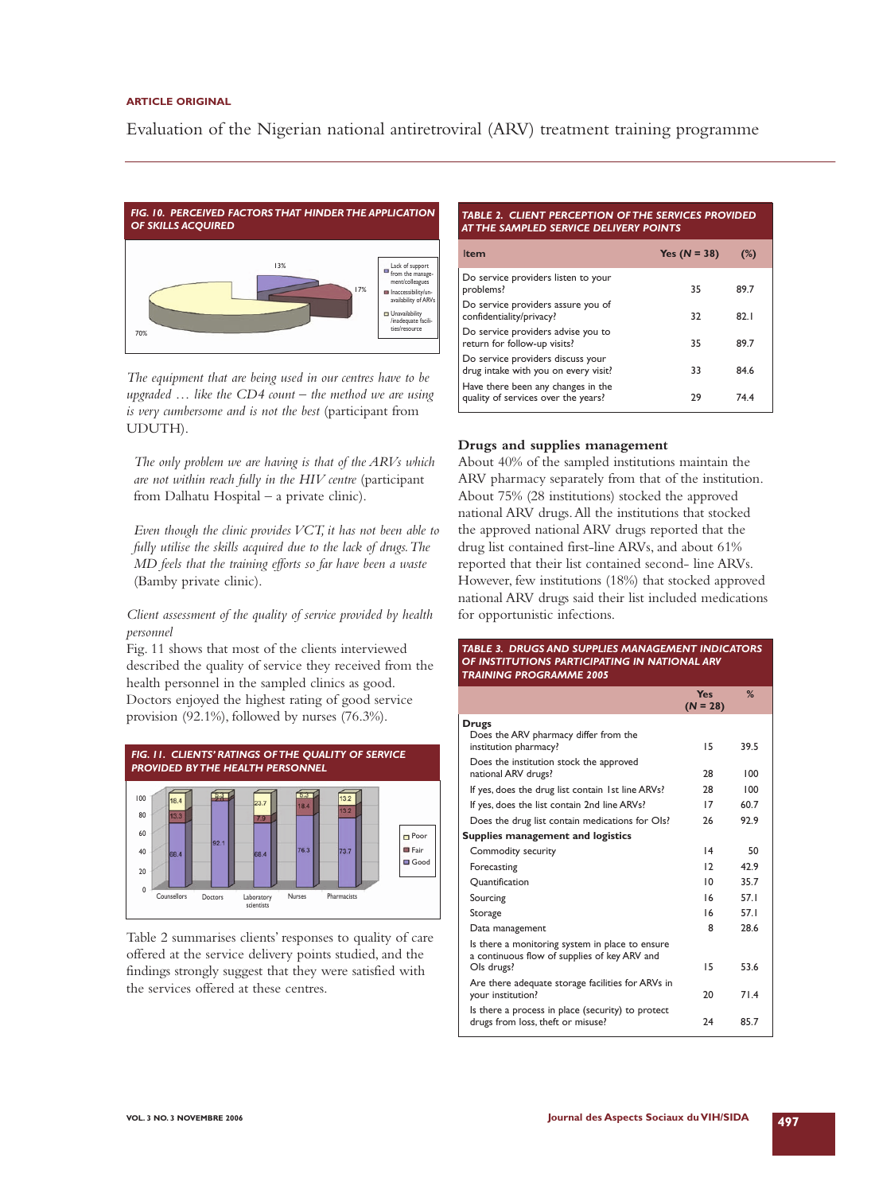**FIG. 10. PERCEIVED FACTORS THAT HINDER THE APPLICATION OF SKILLS ACQUIRED**

*The equipment that are being used in our centres have to be upgraded … like the CD4 count – the method we are using is very cumbersome and is not the best* (participant from UDUTH).

*The only problem we are having is that of the ARVs which are not within reach fully in the HIV centre* (participant from Dalhatu Hospital – a private clinic).

*Even though the clinic provides VCT, it has not been able to fully utilise the skills acquired due to the lack of drugs. The MD feels that the training efforts so far have been a waste* (Bamby private clinic).

*Client assessment of the quality of service provided by health personnel*

Fig. 11 shows that most of the clients interviewed described the quality of service they received from the health personnel in the sampled clinics as good. Doctors enjoyed the highest rating of good service provision (92.1%), followed by nurses (76.3%).

**FIG. 11. CLIENTS' RATINGS OF THE QUALITY OF SERVICE PROVIDED BY THE HEALTH PERSONNEL**

Table 2 summarises clients' responses to quality of care offered at the service delivery points studied, and the findings strongly suggest that they were satisfied with the services offered at these centres.

**TABLE 2. CLIENT PERCEPTION OF THE SERVICES PROVIDED AT THE SAMPLED SERVICE DELIVERY POINTS**

| Item | Yes (*N* = 38) | (%) |
|---|---|---|
| Do service providers listen to your problems? | 35 | 89.7 |
| Do service providers assure you of confidentiality/privacy? | 32 | 82.1 |
| Do service providers advise you to return for follow-up visits? | 35 | 89.7 |
| Do service providers discuss your drug intake with you on every visit? | 33 | 84.6 |
| Have there been any changes in the quality of services over the years? | 29 | 74.4 |

## Drugs and supplies management

About 40% of the sampled institutions maintain the ARV pharmacy separately from that of the institution. About 75% (28 institutions) stocked the approved national ARV drugs. All the institutions that stocked the approved national ARV drugs reported that the drug list contained first-line ARVs, and about 61% reported that their list contained second- line ARVs. However, few institutions (18%) that stocked approved national ARV drugs said their list included medications for opportunistic infections.

**TABLE 3. DRUGS AND SUPPLIES MANAGEMENT INDICATORS OF INSTITUTIONS PARTICIPATING IN NATIONAL ARV TRAINING PROGRAMME 2005**

| | Yes (*N* = 28) | % |
|---|---|---|
| **Drugs** | | |
| Does the ARV pharmacy differ from the institution pharmacy? | 15 | 39.5 |
| Does the institution stock the approved national ARV drugs? | 28 | 100 |
| If yes, does the drug list contain 1st line ARVs? | 28 | 100 |
| If yes, does the list contain 2nd line ARVs? | 17 | 60.7 |
| Does the drug list contain medications for OIs? | 26 | 92.9 |
| **Supplies management and logistics** | | |
| Commodity security | 14 | 50 |
| Forecasting | 12 | 42.9 |
| Quantification | 10 | 35.7 |
| Sourcing | 16 | 57.1 |
| Storage | 16 | 57.1 |
| Data management | 8 | 28.6 |
| Is there a monitoring system in place to ensure a continuous flow of supplies of key ARV and OIs drugs? | 15 | 53.6 |
| Are there adequate storage facilities for ARVs in your institution? | 20 | 71.4 |
| Is there a process in place (security) to protect drugs from loss, theft or misuse? | 24 | 85.7 |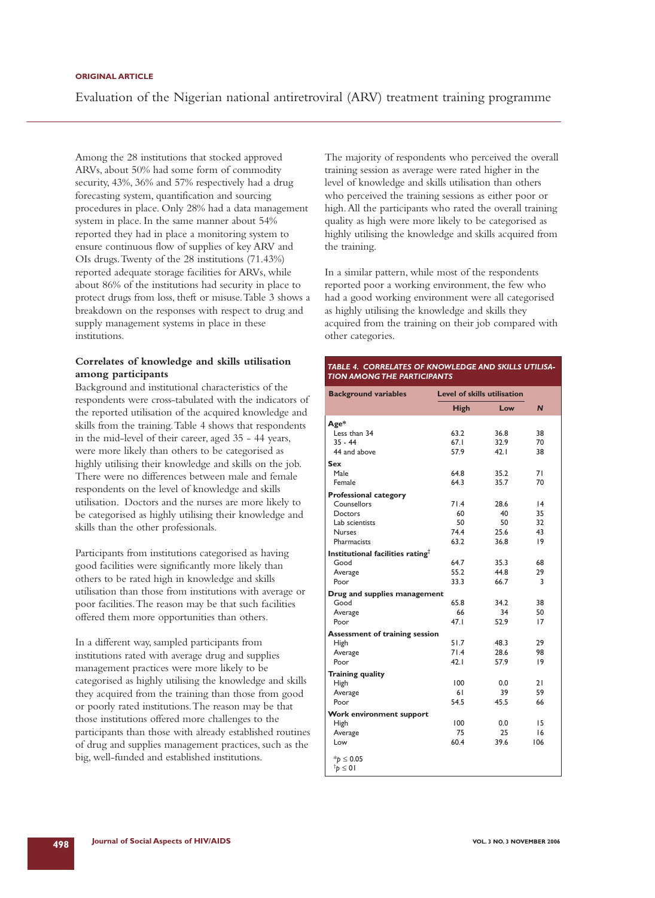Among the 28 institutions that stocked approved ARVs, about 50% had some form of commodity security, 43%, 36% and 57% respectively had a drug forecasting system, quantification and sourcing procedures in place. Only 28% had a data management system in place. In the same manner about 54% reported they had in place a monitoring system to ensure continuous flow of supplies of key ARV and OIs drugs. Twenty of the 28 institutions (71.43%) reported adequate storage facilities for ARVs, while about 86% of the institutions had security in place to protect drugs from loss, theft or misuse. Table 3 shows a breakdown on the responses with respect to drug and supply management systems in place in these institutions.

### Correlates of knowledge and skills utilisation among participants

Background and institutional characteristics of the respondents were cross-tabulated with the indicators of the reported utilisation of the acquired knowledge and skills from the training. Table 4 shows that respondents in the mid-level of their career, aged 35 - 44 years, were more likely than others to be categorised as highly utilising their knowledge and skills on the job. There were no differences between male and female respondents on the level of knowledge and skills utilisation. Doctors and the nurses are more likely to be categorised as highly utilising their knowledge and skills than the other professionals.

Participants from institutions categorised as having good facilities were significantly more likely than others to be rated high in knowledge and skills utilisation than those from institutions with average or poor facilities. The reason may be that such facilities offered them more opportunities than others.

In a different way, sampled participants from institutions rated with average drug and supplies management practices were more likely to be categorised as highly utilising the knowledge and skills they acquired from the training than those from good or poorly rated institutions. The reason may be that those institutions offered more challenges to the participants than those with already established routines of drug and supplies management practices, such as the big, well-funded and established institutions.

The majority of respondents who perceived the overall training session as average were rated higher in the level of knowledge and skills utilisation than others who perceived the training sessions as either poor or high. All the participants who rated the overall training quality as high were more likely to be categorised as highly utilising the knowledge and skills acquired from the training.

In a similar pattern, while most of the respondents reported poor a working environment, the few who had a good working environment were all categorised as highly utilising the knowledge and skills they acquired from the training on their job compared with other categories.

**TABLE 4. CORRELATES OF KNOWLEDGE AND SKILLS UTILISATION AMONG THE PARTICIPANTS**

| Background variables | Level of skills utilisation | | |
|---|---|---|---|
| | High | Low | N |
| **Age*** | | | |
| Less than 34 | 63.2 | 36.8 | 38 |
| 35 - 44 | 67.1 | 32.9 | 70 |
| 44 and above | 57.9 | 42.1 | 38 |
| **Sex** | | | |
| Male | 64.8 | 35.2 | 71 |
| Female | 64.3 | 35.7 | 70 |
| **Professional category** | | | |
| Counsellors | 71.4 | 28.6 | 14 |
| Doctors | 60 | 40 | 35 |
| Lab scientists | 50 | 50 | 32 |
| Nurses | 74.4 | 25.6 | 43 |
| Pharmacists | 63.2 | 36.8 | 19 |
| **Institutional facilities rating**† | | | |
| Good | 64.7 | 35.3 | 68 |
| Average | 55.2 | 44.8 | 29 |
| Poor | 33.3 | 66.7 | 3 |
| **Drug and supplies management** | | | |
| Good | 65.8 | 34.2 | 38 |
| Average | 66 | 34 | 50 |
| Poor | 47.1 | 52.9 | 17 |
| **Assessment of training session** | | | |
| High | 51.7 | 48.3 | 29 |
| Average | 71.4 | 28.6 | 98 |
| Poor | 42.1 | 57.9 | 19 |
| **Training quality** | | | |
| High | 100 | 0.0 | 21 |
| Average | 61 | 39 | 59 |
| Poor | 54.5 | 45.5 | 66 |
| **Work environment support** | | | |
| High | 100 | 0.0 | 15 |
| Average | 75 | 25 | 16 |
| Low | 60.4 | 39.6 | 106 |

*$p \leq 0.05$
†$p \leq 01$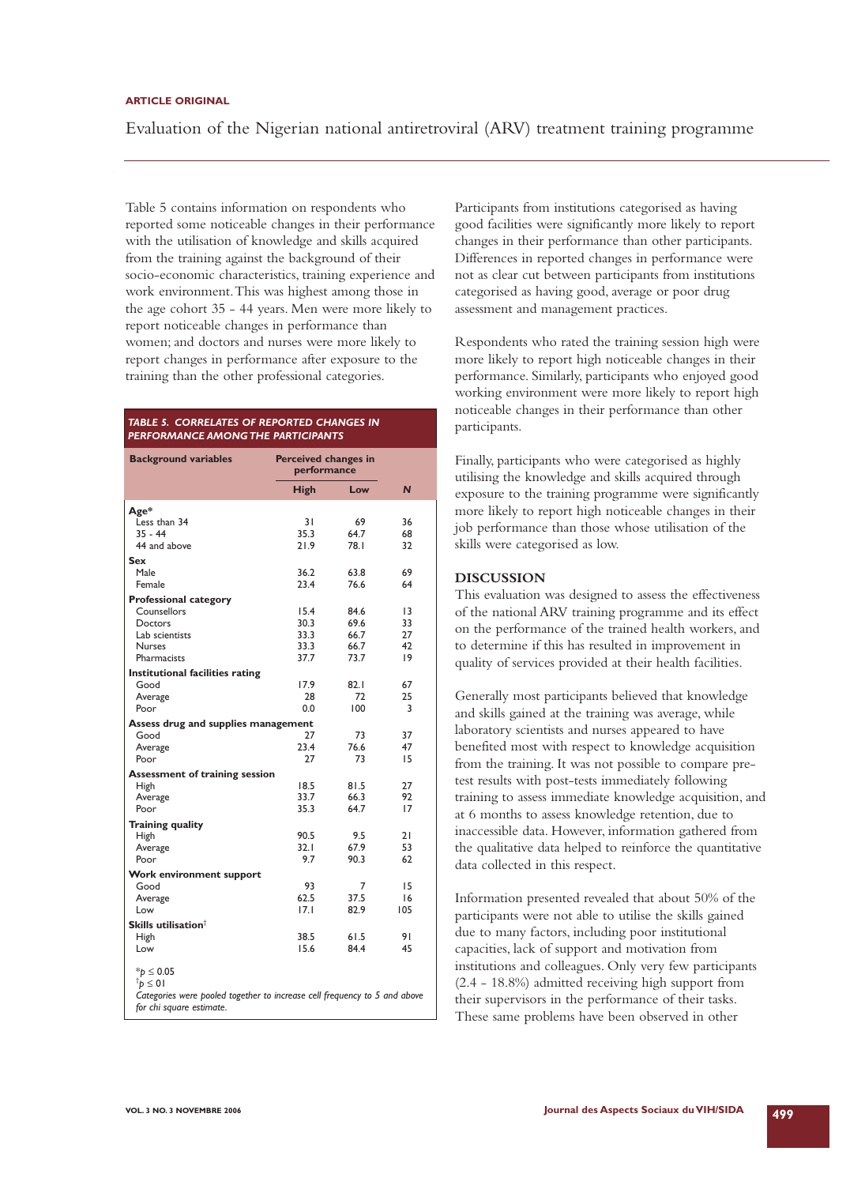Table 5 contains information on respondents who reported some noticeable changes in their performance with the utilisation of knowledge and skills acquired from the training against the background of their socio-economic characteristics, training experience and work environment. This was highest among those in the age cohort 35 - 44 years. Men were more likely to report noticeable changes in performance than women; and doctors and nurses were more likely to report changes in performance after exposure to the training than the other professional categories.

***TABLE 5. CORRELATES OF REPORTED CHANGES IN PERFORMANCE AMONG THE PARTICIPANTS***

| Background variables | Perceived changes in performance | | |
|---|---|---|---|
| | High | Low | N |
| **Age*** | | | |
| Less than 34 | 31 | 69 | 36 |
| 35 - 44 | 35.3 | 64.7 | 68 |
| 44 and above | 21.9 | 78.1 | 32 |
| **Sex** | | | |
| Male | 36.2 | 63.8 | 69 |
| Female | 23.4 | 76.6 | 64 |
| **Professional category** | | | |
| Counsellors | 15.4 | 84.6 | 13 |
| Doctors | 30.3 | 69.6 | 33 |
| Lab scientists | 33.3 | 66.7 | 27 |
| Nurses | 33.3 | 66.7 | 42 |
| Pharmacists | 37.7 | 73.7 | 19 |
| **Institutional facilities rating** | | | |
| Good | 17.9 | 82.1 | 67 |
| Average | 28 | 72 | 25 |
| Poor | 0.0 | 100 | 3 |
| **Assess drug and supplies management** | | | |
| Good | 27 | 73 | 37 |
| Average | 23.4 | 76.6 | 47 |
| Poor | 27 | 73 | 15 |
| **Assessment of training session** | | | |
| High | 18.5 | 81.5 | 27 |
| Average | 33.7 | 66.3 | 92 |
| Poor | 35.3 | 64.7 | 17 |
| **Training quality** | | | |
| High | 90.5 | 9.5 | 21 |
| Average | 32.1 | 67.9 | 53 |
| Poor | 9.7 | 90.3 | 62 |
| **Work environment support** | | | |
| Good | 93 | 7 | 15 |
| Average | 62.5 | 37.5 | 16 |
| Low | 17.1 | 82.9 | 105 |
| **Skills utilisation**† | | | |
| High | 38.5 | 61.5 | 91 |
| Low | 15.6 | 84.4 | 45 |

*$p \leq 0.05$
†$p \leq 01$
*Categories were pooled together to increase cell frequency to 5 and above for chi square estimate.*

Participants from institutions categorised as having good facilities were significantly more likely to report changes in their performance than other participants. Differences in reported changes in performance were not as clear cut between participants from institutions categorised as having good, average or poor drug assessment and management practices.

Respondents who rated the training session high were more likely to report high noticeable changes in their performance. Similarly, participants who enjoyed good working environment were more likely to report high noticeable changes in their performance than other participants.

Finally, participants who were categorised as highly utilising the knowledge and skills acquired through exposure to the training programme were significantly more likely to report high noticeable changes in their job performance than those whose utilisation of the skills were categorised as low.

## DISCUSSION

This evaluation was designed to assess the effectiveness of the national ARV training programme and its effect on the performance of the trained health workers, and to determine if this has resulted in improvement in quality of services provided at their health facilities.

Generally most participants believed that knowledge and skills gained at the training was average, while laboratory scientists and nurses appeared to have benefited most with respect to knowledge acquisition from the training. It was not possible to compare pre-test results with post-tests immediately following training to assess immediate knowledge acquisition, and at 6 months to assess knowledge retention, due to inaccessible data. However, information gathered from the qualitative data helped to reinforce the quantitative data collected in this respect.

Information presented revealed that about 50% of the participants were not able to utilise the skills gained due to many factors, including poor institutional capacities, lack of support and motivation from institutions and colleagues. Only very few participants (2.4 - 18.8%) admitted receiving high support from their supervisors in the performance of their tasks. These same problems have been observed in other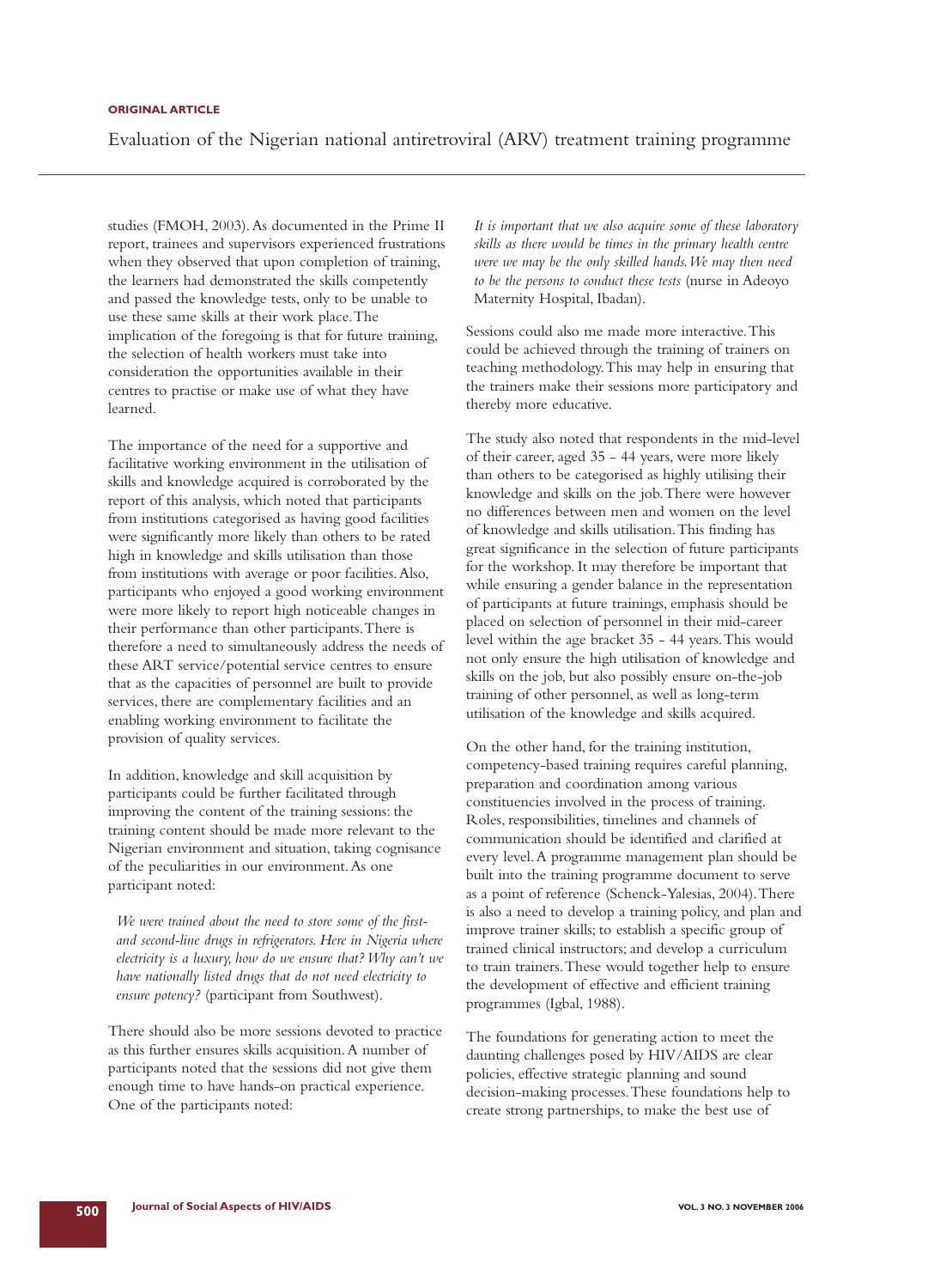studies (FMOH, 2003). As documented in the Prime II report, trainees and supervisors experienced frustrations when they observed that upon completion of training, the learners had demonstrated the skills competently and passed the knowledge tests, only to be unable to use these same skills at their work place. The implication of the foregoing is that for future training, the selection of health workers must take into consideration the opportunities available in their centres to practise or make use of what they have learned.

The importance of the need for a supportive and facilitative working environment in the utilisation of skills and knowledge acquired is corroborated by the report of this analysis, which noted that participants from institutions categorised as having good facilities were significantly more likely than others to be rated high in knowledge and skills utilisation than those from institutions with average or poor facilities. Also, participants who enjoyed a good working environment were more likely to report high noticeable changes in their performance than other participants. There is therefore a need to simultaneously address the needs of these ART service/potential service centres to ensure that as the capacities of personnel are built to provide services, there are complementary facilities and an enabling working environment to facilitate the provision of quality services.

In addition, knowledge and skill acquisition by participants could be further facilitated through improving the content of the training sessions: the training content should be made more relevant to the Nigerian environment and situation, taking cognisance of the peculiarities in our environment. As one participant noted:

> *We were trained about the need to store some of the first- and second-line drugs in refrigerators. Here in Nigeria where electricity is a luxury, how do we ensure that? Why can't we have nationally listed drugs that do not need electricity to ensure potency?* (participant from Southwest).

There should also be more sessions devoted to practice as this further ensures skills acquisition. A number of participants noted that the sessions did not give them enough time to have hands-on practical experience. One of the participants noted:

> *It is important that we also acquire some of these laboratory skills as there would be times in the primary health centre were we may be the only skilled hands. We may then need to be the persons to conduct these tests* (nurse in Adeoyo Maternity Hospital, Ibadan).

Sessions could also me made more interactive. This could be achieved through the training of trainers on teaching methodology. This may help in ensuring that the trainers make their sessions more participatory and thereby more educative.

The study also noted that respondents in the mid-level of their career, aged 35 - 44 years, were more likely than others to be categorised as highly utilising their knowledge and skills on the job. There were however no differences between men and women on the level of knowledge and skills utilisation. This finding has great significance in the selection of future participants for the workshop. It may therefore be important that while ensuring a gender balance in the representation of participants at future trainings, emphasis should be placed on selection of personnel in their mid-career level within the age bracket 35 - 44 years. This would not only ensure the high utilisation of knowledge and skills on the job, but also possibly ensure on-the-job training of other personnel, as well as long-term utilisation of the knowledge and skills acquired.

On the other hand, for the training institution, competency-based training requires careful planning, preparation and coordination among various constituencies involved in the process of training. Roles, responsibilities, timelines and channels of communication should be identified and clarified at every level. A programme management plan should be built into the training programme document to serve as a point of reference (Schenck-Yalesias, 2004). There is also a need to develop a training policy, and plan and improve trainer skills; to establish a specific group of trained clinical instructors; and develop a curriculum to train trainers. These would together help to ensure the development of effective and efficient training programmes (Igbal, 1988).

The foundations for generating action to meet the daunting challenges posed by HIV/AIDS are clear policies, effective strategic planning and sound decision-making processes. These foundations help to create strong partnerships, to make the best use of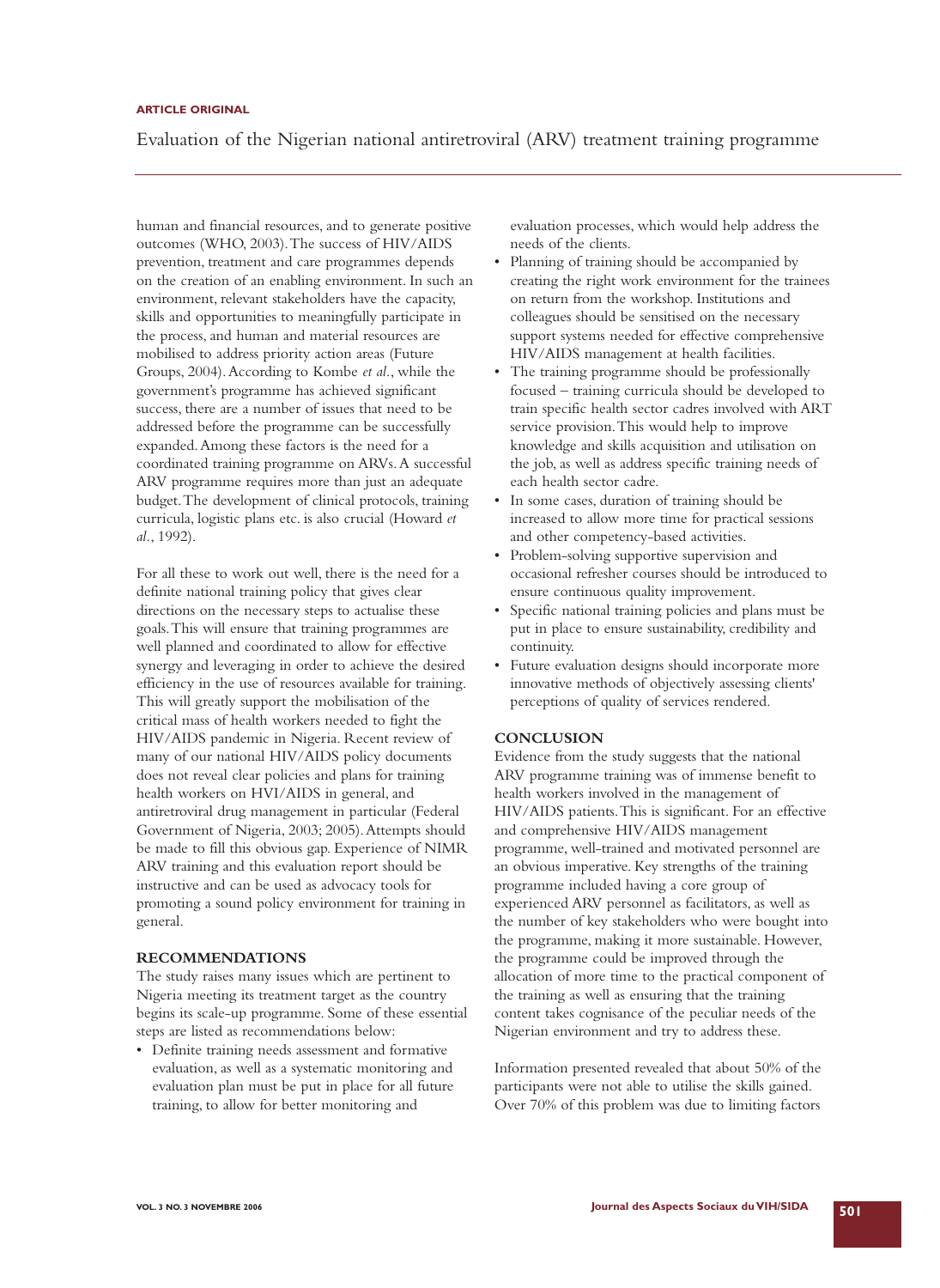human and financial resources, and to generate positive outcomes (WHO, 2003). The success of HIV/AIDS prevention, treatment and care programmes depends on the creation of an enabling environment. In such an environment, relevant stakeholders have the capacity, skills and opportunities to meaningfully participate in the process, and human and material resources are mobilised to address priority action areas (Future Groups, 2004). According to Kombe *et al.*, while the government's programme has achieved significant success, there are a number of issues that need to be addressed before the programme can be successfully expanded. Among these factors is the need for a coordinated training programme on ARVs. A successful ARV programme requires more than just an adequate budget. The development of clinical protocols, training curricula, logistic plans etc. is also crucial (Howard *et al.*, 1992).

For all these to work out well, there is the need for a definite national training policy that gives clear directions on the necessary steps to actualise these goals. This will ensure that training programmes are well planned and coordinated to allow for effective synergy and leveraging in order to achieve the desired efficiency in the use of resources available for training. This will greatly support the mobilisation of the critical mass of health workers needed to fight the HIV/AIDS pandemic in Nigeria. Recent review of many of our national HIV/AIDS policy documents does not reveal clear policies and plans for training health workers on HVI/AIDS in general, and antiretroviral drug management in particular (Federal Government of Nigeria, 2003; 2005). Attempts should be made to fill this obvious gap. Experience of NIMR ARV training and this evaluation report should be instructive and can be used as advocacy tools for promoting a sound policy environment for training in general.

## RECOMMENDATIONS

The study raises many issues which are pertinent to Nigeria meeting its treatment target as the country begins its scale-up programme. Some of these essential steps are listed as recommendations below:

- Definite training needs assessment and formative evaluation, as well as a systematic monitoring and evaluation plan must be put in place for all future training, to allow for better monitoring and evaluation processes, which would help address the needs of the clients.
- Planning of training should be accompanied by creating the right work environment for the trainees on return from the workshop. Institutions and colleagues should be sensitised on the necessary support systems needed for effective comprehensive HIV/AIDS management at health facilities.
- The training programme should be professionally focused – training curricula should be developed to train specific health sector cadres involved with ART service provision. This would help to improve knowledge and skills acquisition and utilisation on the job, as well as address specific training needs of each health sector cadre.
- In some cases, duration of training should be increased to allow more time for practical sessions and other competency-based activities.
- Problem-solving supportive supervision and occasional refresher courses should be introduced to ensure continuous quality improvement.
- Specific national training policies and plans must be put in place to ensure sustainability, credibility and continuity.
- Future evaluation designs should incorporate more innovative methods of objectively assessing clients' perceptions of quality of services rendered.

## CONCLUSION

Evidence from the study suggests that the national ARV programme training was of immense benefit to health workers involved in the management of HIV/AIDS patients. This is significant. For an effective and comprehensive HIV/AIDS management programme, well-trained and motivated personnel are an obvious imperative. Key strengths of the training programme included having a core group of experienced ARV personnel as facilitators, as well as the number of key stakeholders who were bought into the programme, making it more sustainable. However, the programme could be improved through the allocation of more time to the practical component of the training as well as ensuring that the training content takes cognisance of the peculiar needs of the Nigerian environment and try to address these.

Information presented revealed that about 50% of the participants were not able to utilise the skills gained. Over 70% of this problem was due to limiting factors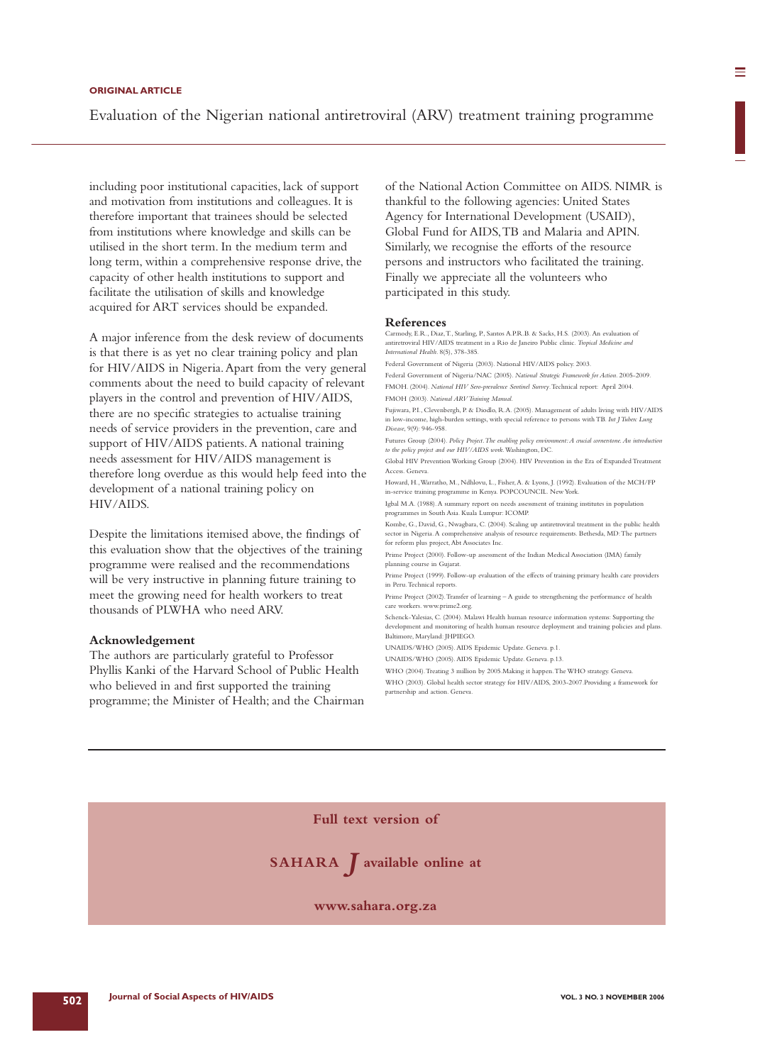including poor institutional capacities, lack of support and motivation from institutions and colleagues. It is therefore important that trainees should be selected from institutions where knowledge and skills can be utilised in the short term. In the medium term and long term, within a comprehensive response drive, the capacity of other health institutions to support and facilitate the utilisation of skills and knowledge acquired for ART services should be expanded.

A major inference from the desk review of documents is that there is as yet no clear training policy and plan for HIV/AIDS in Nigeria. Apart from the very general comments about the need to build capacity of relevant players in the control and prevention of HIV/AIDS, there are no specific strategies to actualise training needs of service providers in the prevention, care and support of HIV/AIDS patients. A national training needs assessment for HIV/AIDS management is therefore long overdue as this would help feed into the development of a national training policy on HIV/AIDS.

Despite the limitations itemised above, the findings of this evaluation show that the objectives of the training programme were realised and the recommendations will be very instructive in planning future training to meet the growing need for health workers to treat thousands of PLWHA who need ARV.

### Acknowledgement

The authors are particularly grateful to Professor Phyllis Kanki of the Harvard School of Public Health who believed in and first supported the training programme; the Minister of Health; and the Chairman of the National Action Committee on AIDS. NIMR is thankful to the following agencies: United States Agency for International Development (USAID), Global Fund for AIDS, TB and Malaria and APIN. Similarly, we recognise the efforts of the resource persons and instructors who facilitated the training. Finally we appreciate all the volunteers who participated in this study.

### References

Carmody, E.R., Diaz, T., Starling, P., Santos A.P.R.B. & Sacks, H.S. (2003). An evaluation of antiretroviral HIV/AIDS treatment in a Rio de Janeiro Public clinic. *Tropical Medicine and International Health*. 8(5), 378-385.

Federal Government of Nigeria (2003). National HIV/AIDS policy. 2003.

Federal Government of Nigeria/NAC (2005). *National Strategic Framework for Action*. 2005-2009.

FMOH. (2004). *National HIV Sero-prevalence Sentinel Survey*. Technical report: April 2004.

FMOH (2003). *National ARV Training Manual*.

Fujiwara, P.I., Clevenbergh, P. & Diodlo, R.A. (2005). Management of adults living with HIV/AIDS in low-income, high-burden settings, with special reference to persons with TB. *Int J Tuberc Lung Disease*, 9(9): 946-958.

Futures Group (2004). *Policy Project. The enabling policy environment: A crucial cornerstone. An introduction to the policy project and our HIV/AIDS work*. Washington, DC.

Global HIV Prevention Working Group (2004). HIV Prevention in the Era of Expanded Treatment Access. Geneva.

Howard, H., Warratho, M., Ndhlovu, L., Fisher, A. & Lyons, J. (1992). Evaluation of the MCH/FP in-service training programme in Kenya. POPCOUNCIL. New York.

Igbal M.A. (1988). A summary report on needs assessment of training institutes in population programmes in South Asia. Kuala Lumpur: ICOMP.

Kombe, G., David, G., Nwagbara, C. (2004). Scaling up antiretroviral treatment in the public health sector in Nigeria. A comprehensive analysis of resource requirements. Bethesda, MD: The partners for reform plus project, Abt Associates Inc.

Prime Project (2000). Follow-up assessment of the Indian Medical Association (IMA) family planning course in Gujarat.

Prime Project (1999). Follow-up evaluation of the effects of training primary health care providers in Peru. Technical reports.

Prime Project (2002). Transfer of learning – A guide to strengthening the performance of health care workers. www.prime2.org.

Schenck-Yalesias, C. (2004). Malawi Health human resource information systems: Supporting the development and monitoring of health human resource deployment and training policies and plans. Baltimore, Maryland: JHPIEGO.

UNAIDS/WHO (2005). AIDS Epidemic Update. Geneva. p.1.

UNAIDS/WHO (2005). AIDS Epidemic Update. Geneva. p.13.

WHO (2004). Treating 3 million by 2005. Making it happen. The WHO strategy. Geneva.

WHO (2003). Global health sector strategy for HIV/AIDS, 2003-2007. Providing a framework for partnership and action. Geneva.

**Full text version of**

**SAHARA *J* available online at**

**www.sahara.org.za**